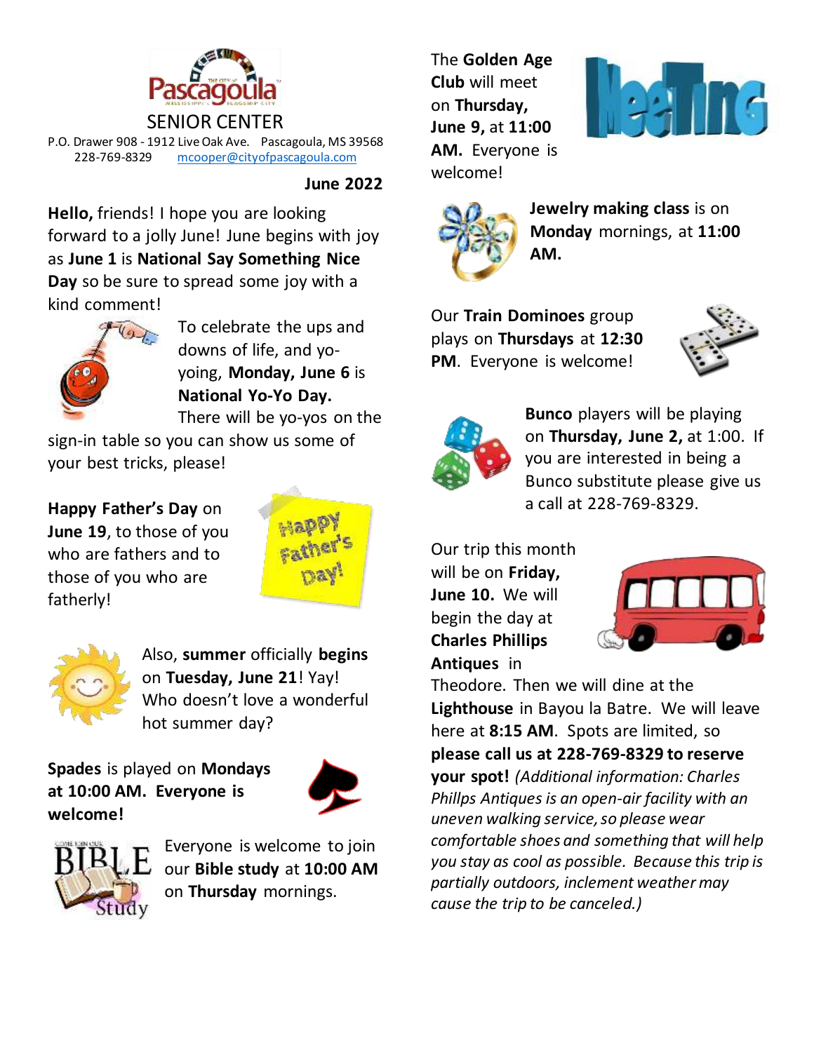# Pascagoula SENIOR CENTER

P.O. Drawer 908 - 1912 Live Oak Ave. Pascagoula, MS 39568
228-769-8329 mcooper@cityofpascagoula.com

**June 2022**

**Hello,** friends! I hope you are looking forward to a jolly June! June begins with joy as **June 1** is **National Say Something Nice Day** so be sure to spread some joy with a kind comment!

To celebrate the ups and downs of life, and yo-yoing, **Monday, June 6** is **National Yo-Yo Day.** There will be yo-yos on the sign-in table so you can show us some of your best tricks, please!

**Happy Father's Day** on **June 19**, to those of you who are fathers and to those of you who are fatherly!

Also, **summer** officially **begins** on **Tuesday, June 21**! Yay! Who doesn't love a wonderful hot summer day?

**Spades** is played on **Mondays at 10:00 AM. Everyone is welcome!**

Everyone is welcome to join our **Bible study** at **10:00 AM** on **Thursday** mornings.

The **Golden Age Club** will meet on **Thursday, June 9,** at **11:00 AM.** Everyone is welcome!

**Jewelry making class** is on **Monday** mornings, at **11:00 AM.**

Our **Train Dominoes** group plays on **Thursdays** at **12:30 PM**. Everyone is welcome!

**Bunco** players will be playing on **Thursday, June 2,** at 1:00. If you are interested in being a Bunco substitute please give us a call at 228-769-8329.

Our trip this month will be on **Friday, June 10.** We will begin the day at **Charles Phillips Antiques** in Theodore. Then we will dine at the **Lighthouse** in Bayou la Batre. We will leave here at **8:15 AM**. Spots are limited, so **please call us at 228-769-8329 to reserve your spot!** *(Additional information: Charles Phillps Antiques is an open-air facility with an uneven walking service, so please wear comfortable shoes and something that will help you stay as cool as possible. Because this trip is partially outdoors, inclement weather may cause the trip to be canceled.)*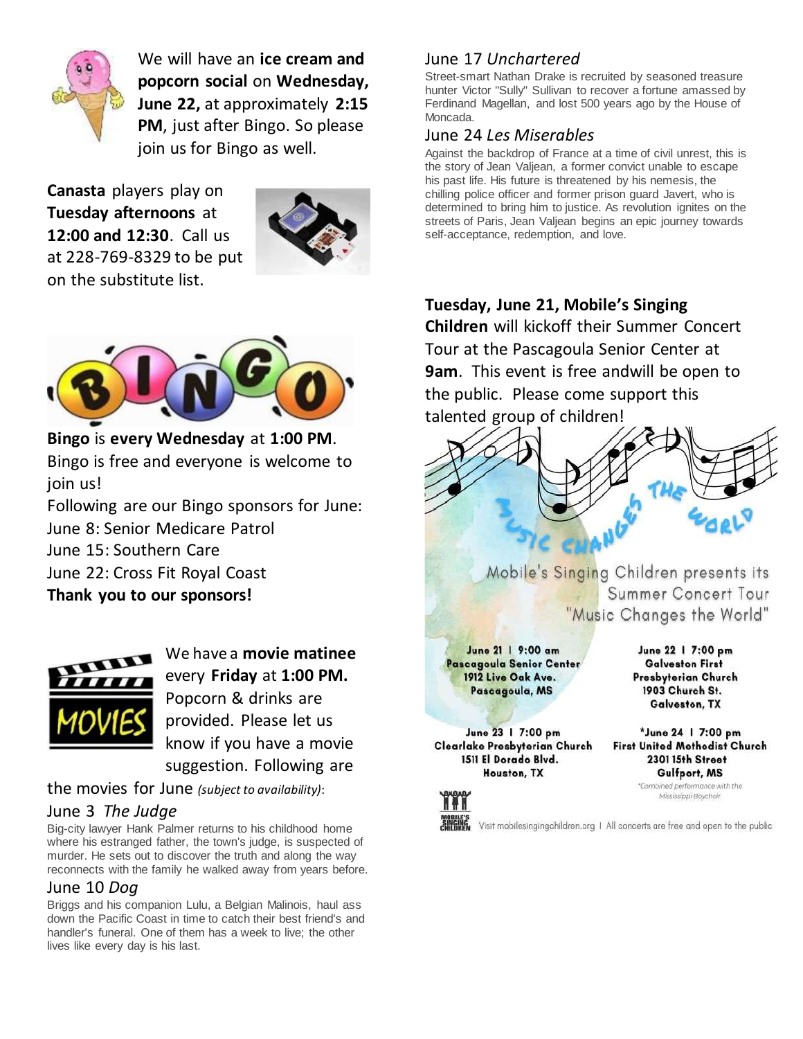We will have an **ice cream and popcorn social** on **Wednesday, June 22,** at approximately **2:15 PM**, just after Bingo. So please join us for Bingo as well.

**Canasta** players play on **Tuesday afternoons** at **12:00 and 12:30**. Call us at 228-769-8329 to be put on the substitute list.

**Bingo** is **every Wednesday** at **1:00 PM**. Bingo is free and everyone is welcome to join us!

Following are our Bingo sponsors for June:

June 8: Senior Medicare Patrol
June 15: Southern Care
June 22: Cross Fit Royal Coast

**Thank you to our sponsors!**

We have a **movie matinee** every **Friday** at **1:00 PM.** Popcorn & drinks are provided. Please let us know if you have a movie suggestion. Following are the movies for June *(subject to availability)*:

June 3 *The Judge*

Big-city lawyer Hank Palmer returns to his childhood home where his estranged father, the town's judge, is suspected of murder. He sets out to discover the truth and along the way reconnects with the family he walked away from years before.

June 10 *Dog*

Briggs and his companion Lulu, a Belgian Malinois, haul ass down the Pacific Coast in time to catch their best friend's and handler's funeral. One of them has a week to live; the other lives like every day is his last.

June 17 *Unchartered*

Street-smart Nathan Drake is recruited by seasoned treasure hunter Victor "Sully" Sullivan to recover a fortune amassed by Ferdinand Magellan, and lost 500 years ago by the House of Moncada.

June 24 *Les Miserables*

Against the backdrop of France at a time of civil unrest, this is the story of Jean Valjean, a former convict unable to escape his past life. His future is threatened by his nemesis, the chilling police officer and former prison guard Javert, who is determined to bring him to justice. As revolution ignites on the streets of Paris, Jean Valjean begins an epic journey towards self-acceptance, redemption, and love.

**Tuesday, June 21, Mobile's Singing Children** will kickoff their Summer Concert Tour at the Pascagoula Senior Center at **9am**. This event is free andwill be open to the public. Please come support this talented group of children!

MUSIC CHANGES THE WORLD

Mobile's Singing Children presents its Summer Concert Tour "Music Changes the World"

June 21 | 9:00 am
Pascagoula Senior Center
1912 Live Oak Ave.
Pascagoula, MS

June 22 | 7:00 pm
Galveston First Presbyterian Church
1903 Church St.
Galveston, TX

June 23 | 7:00 pm
Clearlake Presbyterian Church
1511 El Dorado Blvd.
Houston, TX

*June 24 | 7:00 pm
First United Methodist Church
2301 15th Street
Gulfport, MS
*Combined performance with the Mississippi Boychoir

MOBILE'S SINGING CHILDREN

Visit mobilesingingchildren.org | All concerts are free and open to the public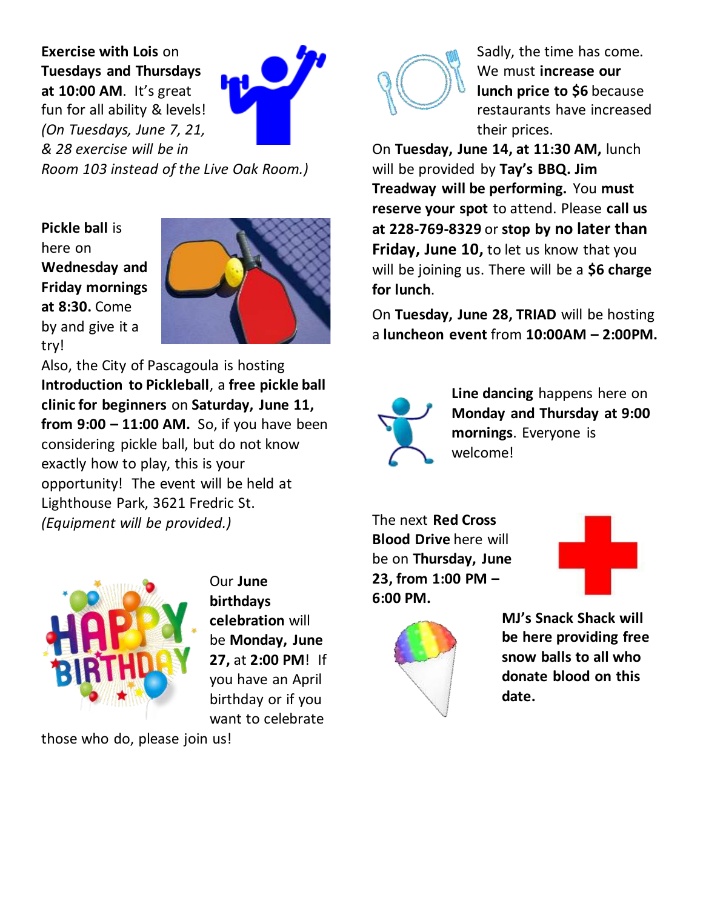**Exercise with Lois** on **Tuesdays and Thursdays at 10:00 AM**. It's great fun for all ability & levels! *(On Tuesdays, June 7, 21, & 28 exercise will be in Room 103 instead of the Live Oak Room.)*

**Pickle ball** is here on **Wednesday and Friday mornings at 8:30.** Come by and give it a try!

Also, the City of Pascagoula is hosting **Introduction to Pickleball**, a **free pickle ball clinic for beginners** on **Saturday, June 11, from 9:00 – 11:00 AM.** So, if you have been considering pickle ball, but do not know exactly how to play, this is your opportunity! The event will be held at Lighthouse Park, 3621 Fredric St. *(Equipment will be provided.)*

Our **June birthdays celebration** will be **Monday, June 27,** at **2:00 PM**! If you have an April birthday or if you want to celebrate those who do, please join us!

Sadly, the time has come. We must **increase our lunch price to $6** because restaurants have increased their prices.

On **Tuesday, June 14, at 11:30 AM,** lunch will be provided by **Tay's BBQ. Jim Treadway will be performing.** You **must reserve your spot** to attend. Please **call us at 228-769-8329** or **stop by no later than Friday, June 10,** to let us know that you will be joining us. There will be a **$6 charge for lunch**.

On **Tuesday, June 28, TRIAD** will be hosting a **luncheon event** from **10:00AM – 2:00PM.**

**Line dancing** happens here on **Monday and Thursday at 9:00 mornings**. Everyone is welcome!

The next **Red Cross Blood Drive** here will be on **Thursday, June 23, from 1:00 PM – 6:00 PM.**

**MJ's Snack Shack will be here providing free snow balls to all who donate blood on this date.**